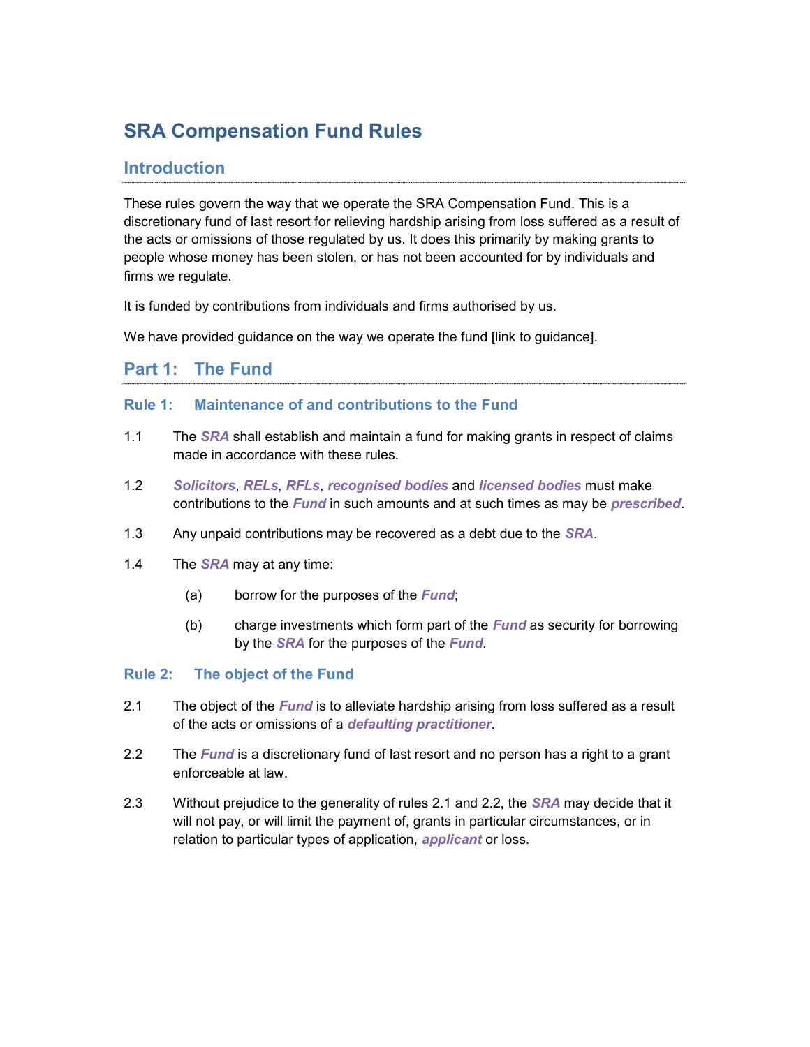# SRA Compensation Fund Rules

## Introduction

These rules govern the way that we operate the SRA Compensation Fund. This is a discretionary fund of last resort for relieving hardship arising from loss suffered as a result of the acts or omissions of those regulated by us. It does this primarily by making grants to people whose money has been stolen, or has not been accounted for by individuals and firms we regulate.

It is funded by contributions from individuals and firms authorised by us.

We have provided guidance on the way we operate the fund [link to guidance].

## Part 1: The Fund

### Rule 1: Maintenance of and contributions to the Fund

1.1 The ***SRA*** shall establish and maintain a fund for making grants in respect of claims made in accordance with these rules.

1.2 ***Solicitors***, ***RELs***, ***RFLs***, ***recognised bodies*** and ***licensed bodies*** must make contributions to the ***Fund*** in such amounts and at such times as may be ***prescribed***.

1.3 Any unpaid contributions may be recovered as a debt due to the ***SRA***.

1.4 The ***SRA*** may at any time:

   (a) borrow for the purposes of the ***Fund***;

   (b) charge investments which form part of the ***Fund*** as security for borrowing by the ***SRA*** for the purposes of the ***Fund***.

### Rule 2: The object of the Fund

2.1 The object of the ***Fund*** is to alleviate hardship arising from loss suffered as a result of the acts or omissions of a ***defaulting practitioner***.

2.2 The ***Fund*** is a discretionary fund of last resort and no person has a right to a grant enforceable at law.

2.3 Without prejudice to the generality of rules 2.1 and 2.2, the ***SRA*** may decide that it will not pay, or will limit the payment of, grants in particular circumstances, or in relation to particular types of application, ***applicant*** or loss.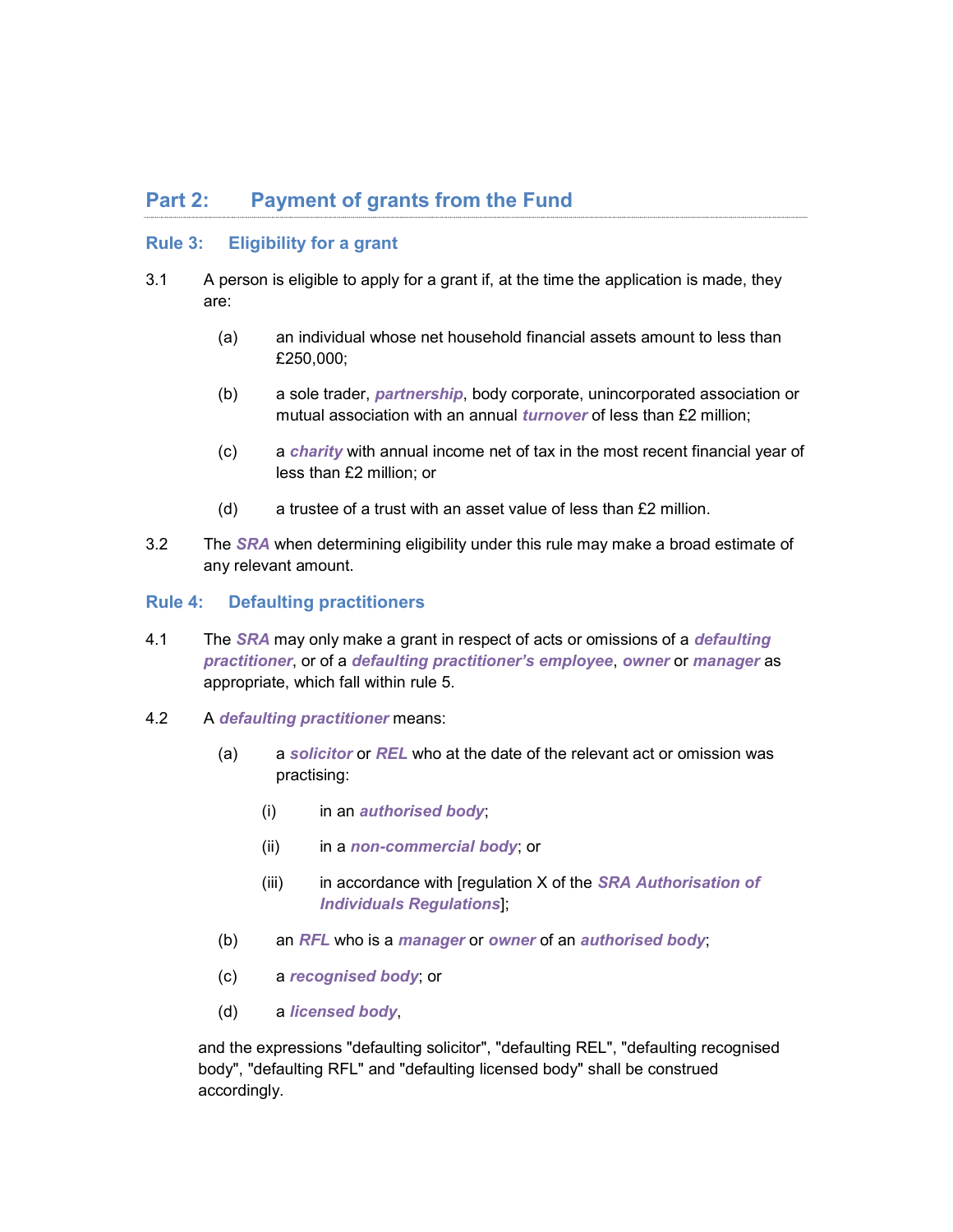## Part 2: Payment of grants from the Fund

### Rule 3: Eligibility for a grant

3.1 A person is eligible to apply for a grant if, at the time the application is made, they are:

(a) an individual whose net household financial assets amount to less than £250,000;

(b) a sole trader, ***partnership***, body corporate, unincorporated association or mutual association with an annual ***turnover*** of less than £2 million;

(c) a ***charity*** with annual income net of tax in the most recent financial year of less than £2 million; or

(d) a trustee of a trust with an asset value of less than £2 million.

3.2 The ***SRA*** when determining eligibility under this rule may make a broad estimate of any relevant amount.

### Rule 4: Defaulting practitioners

4.1 The ***SRA*** may only make a grant in respect of acts or omissions of a ***defaulting practitioner***, or of a ***defaulting practitioner's employee***, ***owner*** or ***manager*** as appropriate, which fall within rule 5.

4.2 A ***defaulting practitioner*** means:

(a) a ***solicitor*** or ***REL*** who at the date of the relevant act or omission was practising:

(i) in an ***authorised body***;

(ii) in a ***non-commercial body***; or

(iii) in accordance with [regulation X of the ***SRA Authorisation of Individuals Regulations***];

(b) an ***RFL*** who is a ***manager*** or ***owner*** of an ***authorised body***;

(c) a ***recognised body***; or

(d) a ***licensed body***,

and the expressions "defaulting solicitor", "defaulting REL", "defaulting recognised body", "defaulting RFL" and "defaulting licensed body" shall be construed accordingly.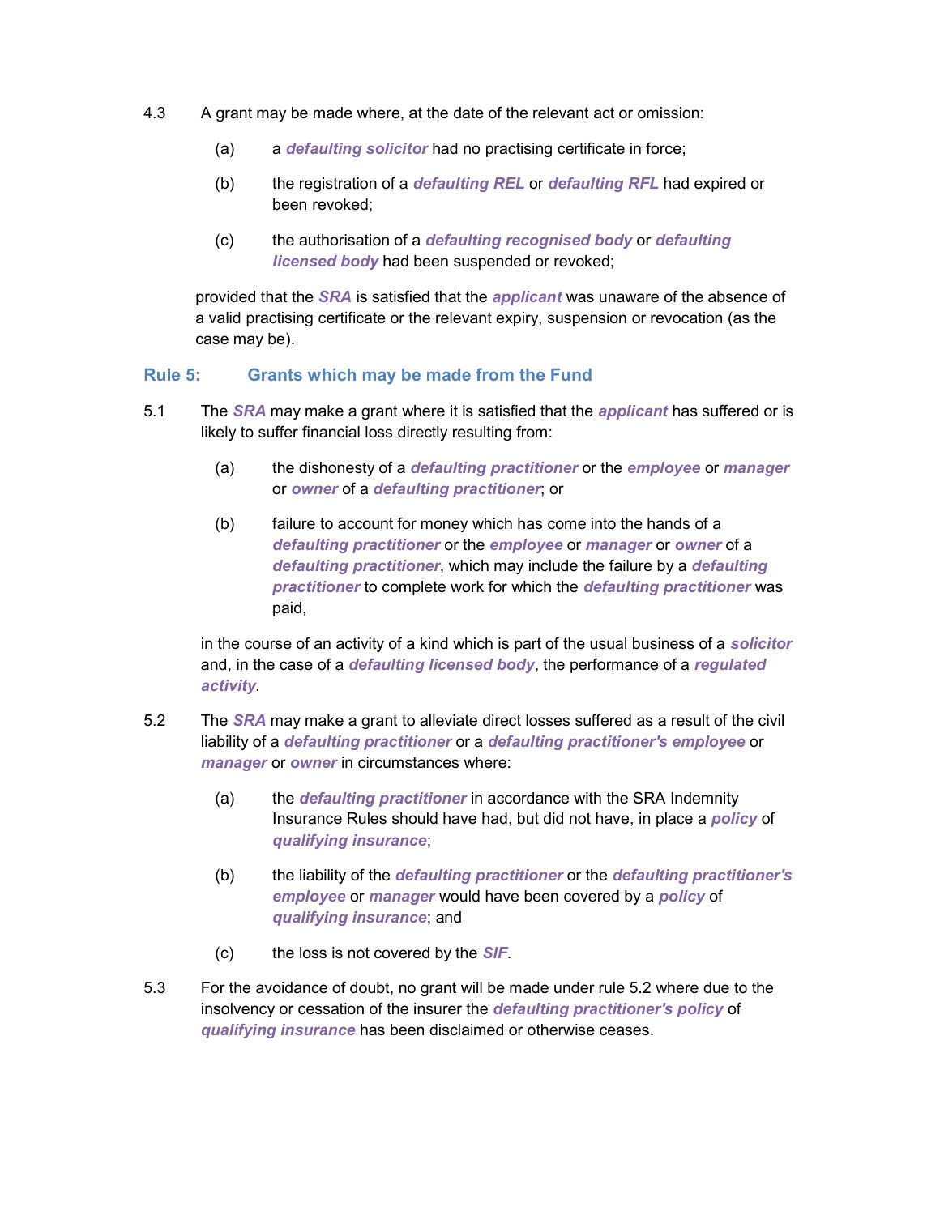4.3 A grant may be made where, at the date of the relevant act or omission:

(a) a ***defaulting solicitor*** had no practising certificate in force;

(b) the registration of a ***defaulting REL*** or ***defaulting RFL*** had expired or been revoked;

(c) the authorisation of a ***defaulting recognised body*** or ***defaulting licensed body*** had been suspended or revoked;

provided that the ***SRA*** is satisfied that the ***applicant*** was unaware of the absence of a valid practising certificate or the relevant expiry, suspension or revocation (as the case may be).

## Rule 5: Grants which may be made from the Fund

5.1 The ***SRA*** may make a grant where it is satisfied that the ***applicant*** has suffered or is likely to suffer financial loss directly resulting from:

(a) the dishonesty of a ***defaulting practitioner*** or the ***employee*** or ***manager*** or ***owner*** of a ***defaulting practitioner***; or

(b) failure to account for money which has come into the hands of a ***defaulting practitioner*** or the ***employee*** or ***manager*** or ***owner*** of a ***defaulting practitioner***, which may include the failure by a ***defaulting practitioner*** to complete work for which the ***defaulting practitioner*** was paid,

in the course of an activity of a kind which is part of the usual business of a ***solicitor*** and, in the case of a ***defaulting licensed body***, the performance of a ***regulated activity***.

5.2 The ***SRA*** may make a grant to alleviate direct losses suffered as a result of the civil liability of a ***defaulting practitioner*** or a ***defaulting practitioner's employee*** or ***manager*** or ***owner*** in circumstances where:

(a) the ***defaulting practitioner*** in accordance with the SRA Indemnity Insurance Rules should have had, but did not have, in place a ***policy*** of ***qualifying insurance***;

(b) the liability of the ***defaulting practitioner*** or the ***defaulting practitioner's employee*** or ***manager*** would have been covered by a ***policy*** of ***qualifying insurance***; and

(c) the loss is not covered by the ***SIF***.

5.3 For the avoidance of doubt, no grant will be made under rule 5.2 where due to the insolvency or cessation of the insurer the ***defaulting practitioner's policy*** of ***qualifying insurance*** has been disclaimed or otherwise ceases.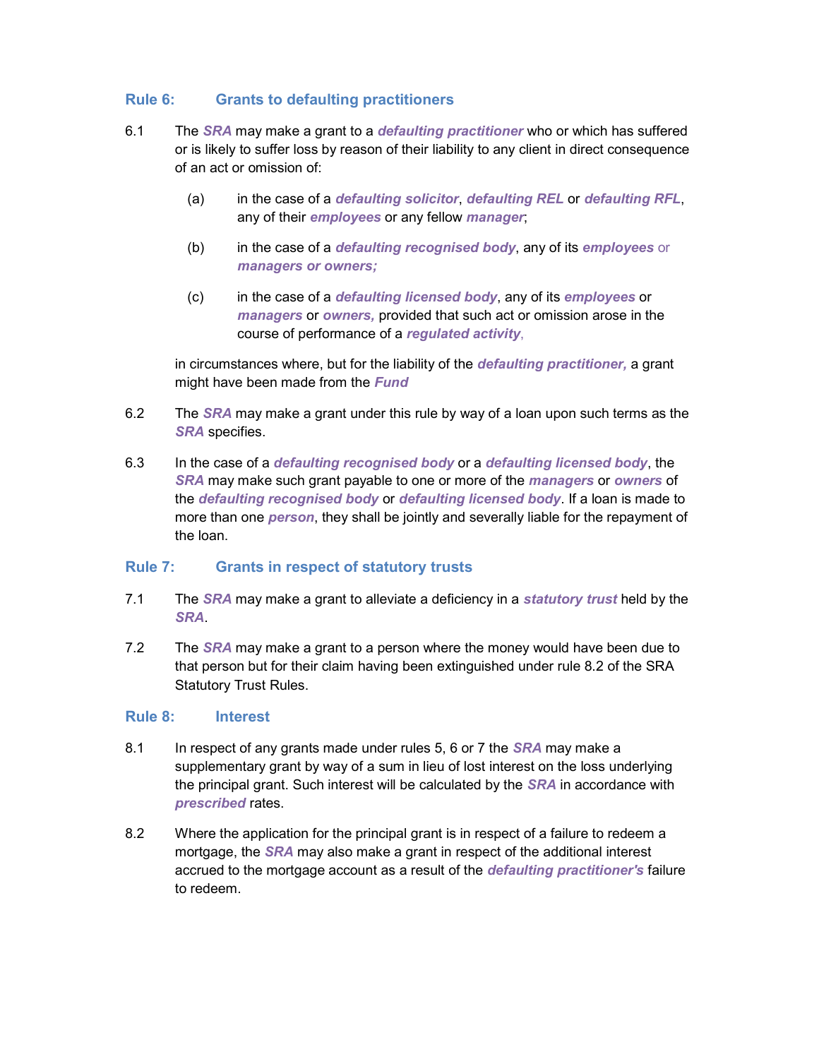## Rule 6: Grants to defaulting practitioners

6.1 The ***SRA*** may make a grant to a ***defaulting practitioner*** who or which has suffered or is likely to suffer loss by reason of their liability to any client in direct consequence of an act or omission of:

(a) in the case of a ***defaulting solicitor***, ***defaulting REL*** or ***defaulting RFL***, any of their ***employees*** or any fellow ***manager***;

(b) in the case of a ***defaulting recognised body***, any of its ***employees*** or ***managers or owners;***

(c) in the case of a ***defaulting licensed body***, any of its ***employees*** or ***managers*** or ***owners,*** provided that such act or omission arose in the course of performance of a ***regulated activity***,

in circumstances where, but for the liability of the ***defaulting practitioner,*** a grant might have been made from the ***Fund***

6.2 The ***SRA*** may make a grant under this rule by way of a loan upon such terms as the ***SRA*** specifies.

6.3 In the case of a ***defaulting recognised body*** or a ***defaulting licensed body***, the ***SRA*** may make such grant payable to one or more of the ***managers*** or ***owners*** of the ***defaulting recognised body*** or ***defaulting licensed body***. If a loan is made to more than one ***person***, they shall be jointly and severally liable for the repayment of the loan.

## Rule 7: Grants in respect of statutory trusts

7.1 The ***SRA*** may make a grant to alleviate a deficiency in a ***statutory trust*** held by the ***SRA***.

7.2 The ***SRA*** may make a grant to a person where the money would have been due to that person but for their claim having been extinguished under rule 8.2 of the SRA Statutory Trust Rules.

## Rule 8: Interest

8.1 In respect of any grants made under rules 5, 6 or 7 the ***SRA*** may make a supplementary grant by way of a sum in lieu of lost interest on the loss underlying the principal grant. Such interest will be calculated by the ***SRA*** in accordance with ***prescribed*** rates.

8.2 Where the application for the principal grant is in respect of a failure to redeem a mortgage, the ***SRA*** may also make a grant in respect of the additional interest accrued to the mortgage account as a result of the ***defaulting practitioner's*** failure to redeem.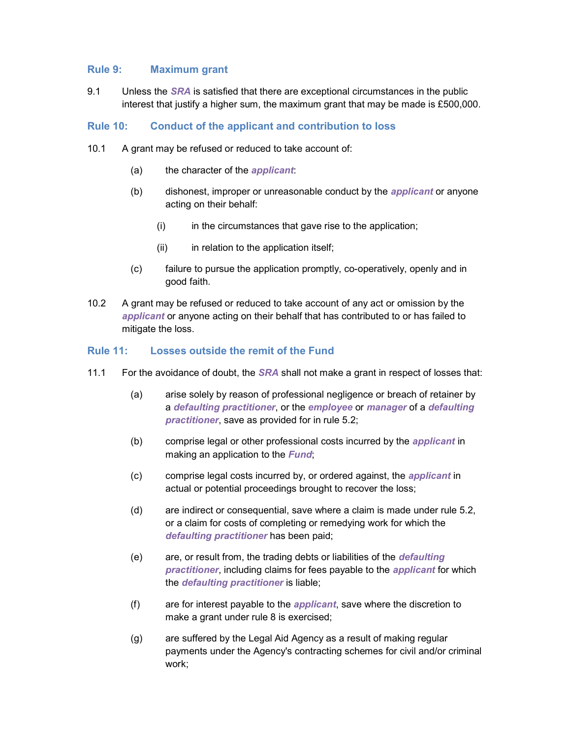## Rule 9: Maximum grant

9.1 Unless the ***SRA*** is satisfied that there are exceptional circumstances in the public interest that justify a higher sum, the maximum grant that may be made is £500,000.

## Rule 10: Conduct of the applicant and contribution to loss

10.1 A grant may be refused or reduced to take account of:

(a) the character of the ***applicant***:

(b) dishonest, improper or unreasonable conduct by the ***applicant*** or anyone acting on their behalf:

(i) in the circumstances that gave rise to the application;

(ii) in relation to the application itself;

(c) failure to pursue the application promptly, co-operatively, openly and in good faith.

10.2 A grant may be refused or reduced to take account of any act or omission by the ***applicant*** or anyone acting on their behalf that has contributed to or has failed to mitigate the loss.

## Rule 11: Losses outside the remit of the Fund

11.1 For the avoidance of doubt, the ***SRA*** shall not make a grant in respect of losses that:

(a) arise solely by reason of professional negligence or breach of retainer by a ***defaulting practitioner***, or the ***employee*** or ***manager*** of a ***defaulting practitioner***, save as provided for in rule 5.2;

(b) comprise legal or other professional costs incurred by the ***applicant*** in making an application to the ***Fund***;

(c) comprise legal costs incurred by, or ordered against, the ***applicant*** in actual or potential proceedings brought to recover the loss;

(d) are indirect or consequential, save where a claim is made under rule 5.2, or a claim for costs of completing or remedying work for which the ***defaulting practitioner*** has been paid;

(e) are, or result from, the trading debts or liabilities of the ***defaulting practitioner***, including claims for fees payable to the ***applicant*** for which the ***defaulting practitioner*** is liable;

(f) are for interest payable to the ***applicant***, save where the discretion to make a grant under rule 8 is exercised;

(g) are suffered by the Legal Aid Agency as a result of making regular payments under the Agency's contracting schemes for civil and/or criminal work;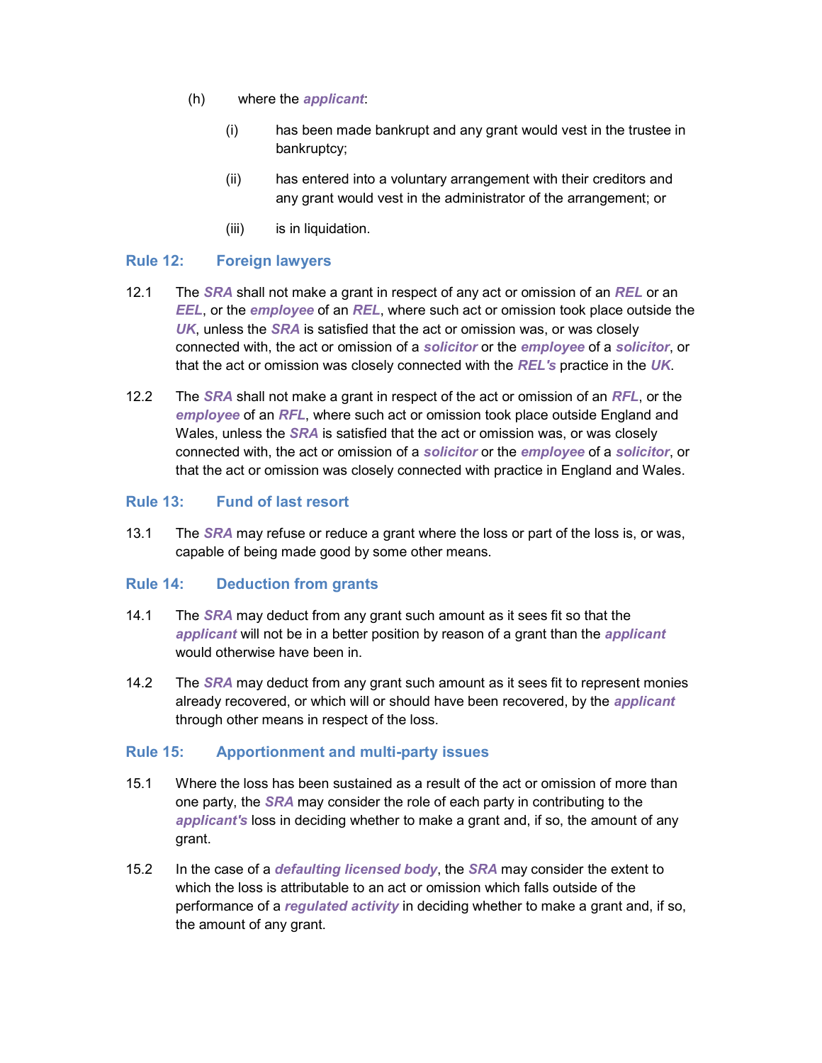(h) where the ***applicant***:

  (i) has been made bankrupt and any grant would vest in the trustee in bankruptcy;

  (ii) has entered into a voluntary arrangement with their creditors and any grant would vest in the administrator of the arrangement; or

  (iii) is in liquidation.

## Rule 12: Foreign lawyers

12.1 The ***SRA*** shall not make a grant in respect of any act or omission of an ***REL*** or an ***EEL***, or the ***employee*** of an ***REL***, where such act or omission took place outside the ***UK***, unless the ***SRA*** is satisfied that the act or omission was, or was closely connected with, the act or omission of a ***solicitor*** or the ***employee*** of a ***solicitor***, or that the act or omission was closely connected with the ***REL's*** practice in the ***UK***.

12.2 The ***SRA*** shall not make a grant in respect of the act or omission of an ***RFL***, or the ***employee*** of an ***RFL***, where such act or omission took place outside England and Wales, unless the ***SRA*** is satisfied that the act or omission was, or was closely connected with, the act or omission of a ***solicitor*** or the ***employee*** of a ***solicitor***, or that the act or omission was closely connected with practice in England and Wales.

## Rule 13: Fund of last resort

13.1 The ***SRA*** may refuse or reduce a grant where the loss or part of the loss is, or was, capable of being made good by some other means.

## Rule 14: Deduction from grants

14.1 The ***SRA*** may deduct from any grant such amount as it sees fit so that the ***applicant*** will not be in a better position by reason of a grant than the ***applicant*** would otherwise have been in.

14.2 The ***SRA*** may deduct from any grant such amount as it sees fit to represent monies already recovered, or which will or should have been recovered, by the ***applicant*** through other means in respect of the loss.

## Rule 15: Apportionment and multi-party issues

15.1 Where the loss has been sustained as a result of the act or omission of more than one party, the ***SRA*** may consider the role of each party in contributing to the ***applicant's*** loss in deciding whether to make a grant and, if so, the amount of any grant.

15.2 In the case of a ***defaulting licensed body***, the ***SRA*** may consider the extent to which the loss is attributable to an act or omission which falls outside of the performance of a ***regulated activity*** in deciding whether to make a grant and, if so, the amount of any grant.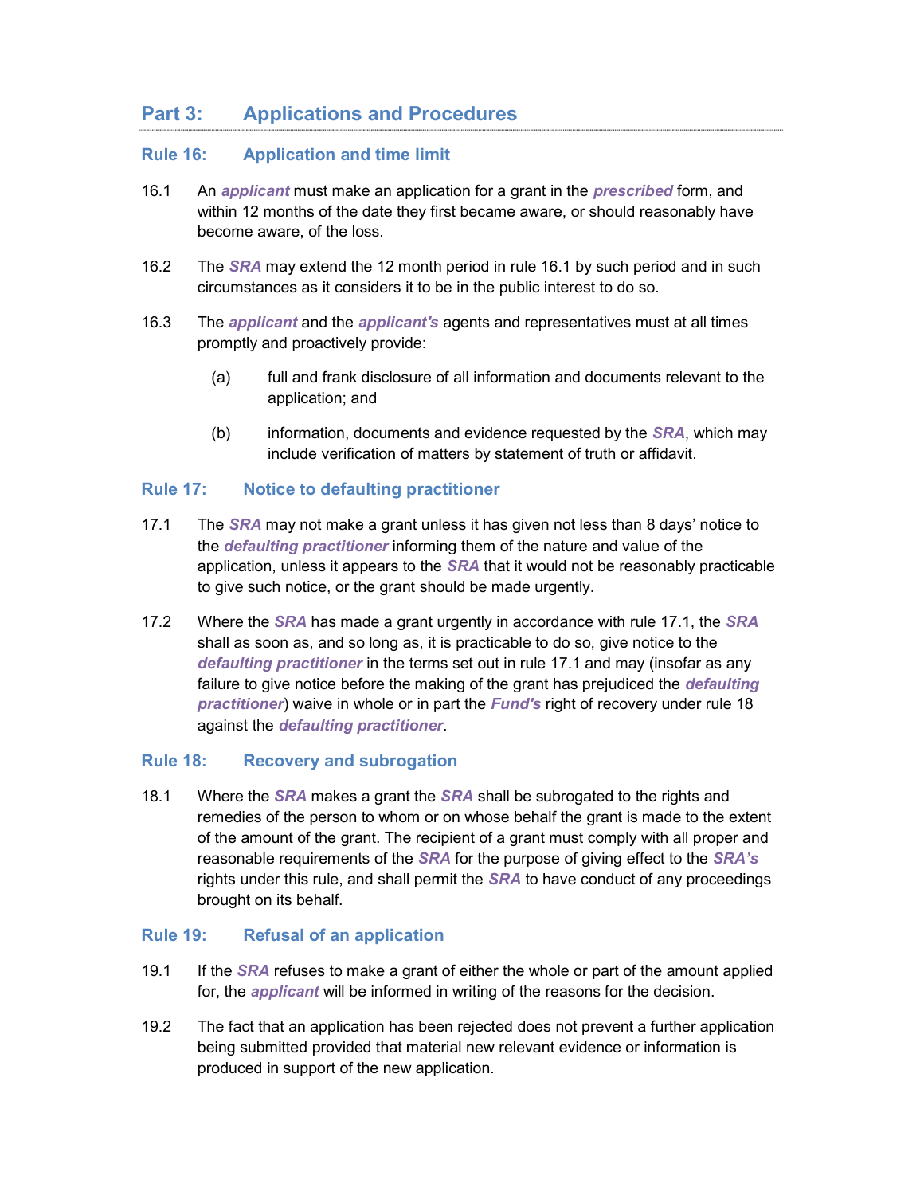## Part 3: Applications and Procedures

### Rule 16: Application and time limit

16.1 An ***applicant*** must make an application for a grant in the ***prescribed*** form, and within 12 months of the date they first became aware, or should reasonably have become aware, of the loss.

16.2 The ***SRA*** may extend the 12 month period in rule 16.1 by such period and in such circumstances as it considers it to be in the public interest to do so.

16.3 The ***applicant*** and the ***applicant's*** agents and representatives must at all times promptly and proactively provide:

- (a) full and frank disclosure of all information and documents relevant to the application; and
- (b) information, documents and evidence requested by the ***SRA***, which may include verification of matters by statement of truth or affidavit.

### Rule 17: Notice to defaulting practitioner

17.1 The ***SRA*** may not make a grant unless it has given not less than 8 days' notice to the ***defaulting practitioner*** informing them of the nature and value of the application, unless it appears to the ***SRA*** that it would not be reasonably practicable to give such notice, or the grant should be made urgently.

17.2 Where the ***SRA*** has made a grant urgently in accordance with rule 17.1, the ***SRA*** shall as soon as, and so long as, it is practicable to do so, give notice to the ***defaulting practitioner*** in the terms set out in rule 17.1 and may (insofar as any failure to give notice before the making of the grant has prejudiced the ***defaulting practitioner***) waive in whole or in part the ***Fund's*** right of recovery under rule 18 against the ***defaulting practitioner***.

### Rule 18: Recovery and subrogation

18.1 Where the ***SRA*** makes a grant the ***SRA*** shall be subrogated to the rights and remedies of the person to whom or on whose behalf the grant is made to the extent of the amount of the grant. The recipient of a grant must comply with all proper and reasonable requirements of the ***SRA*** for the purpose of giving effect to the ***SRA's*** rights under this rule, and shall permit the ***SRA*** to have conduct of any proceedings brought on its behalf.

### Rule 19: Refusal of an application

19.1 If the ***SRA*** refuses to make a grant of either the whole or part of the amount applied for, the ***applicant*** will be informed in writing of the reasons for the decision.

19.2 The fact that an application has been rejected does not prevent a further application being submitted provided that material new relevant evidence or information is produced in support of the new application.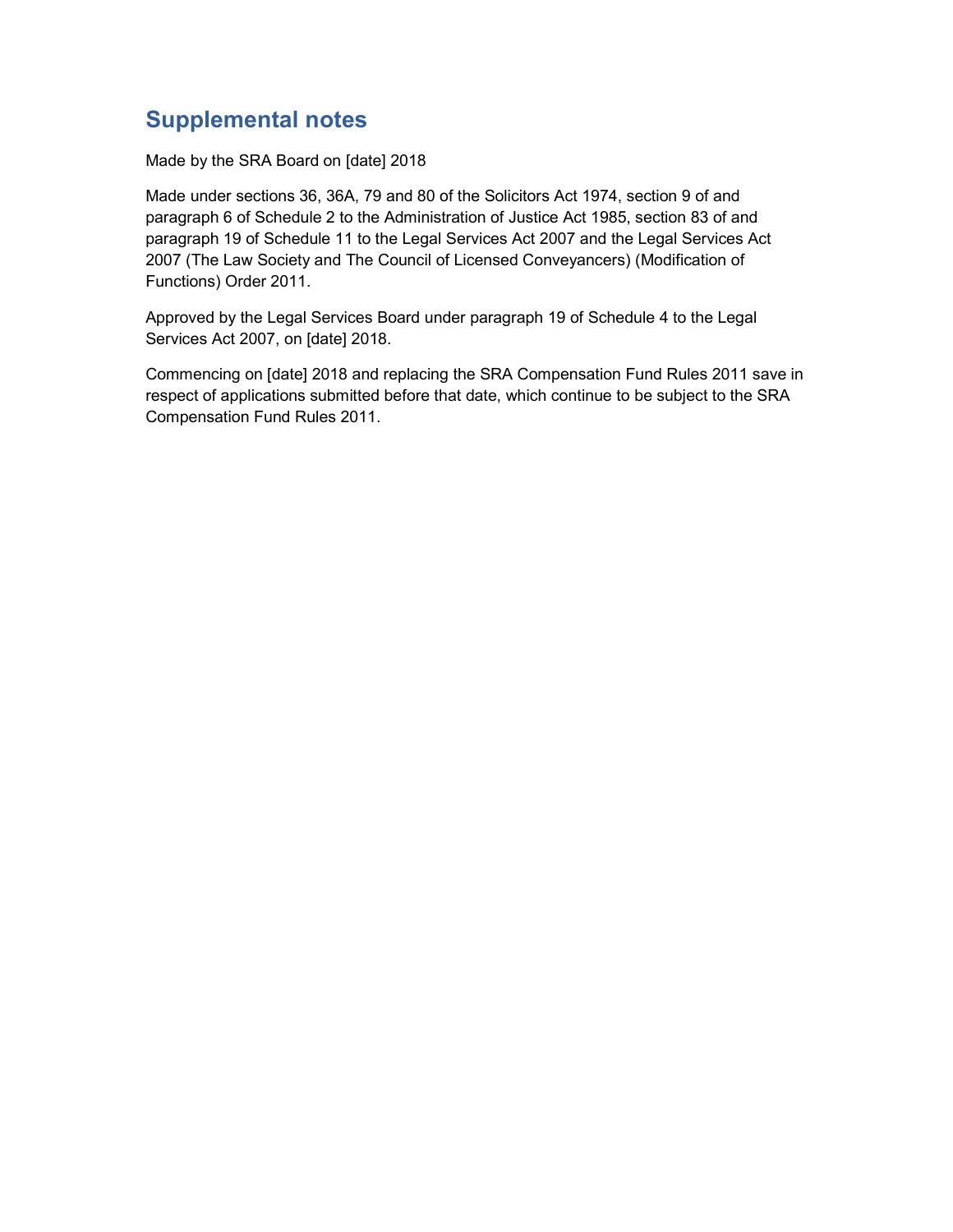## Supplemental notes

Made by the SRA Board on [date] 2018

Made under sections 36, 36A, 79 and 80 of the Solicitors Act 1974, section 9 of and paragraph 6 of Schedule 2 to the Administration of Justice Act 1985, section 83 of and paragraph 19 of Schedule 11 to the Legal Services Act 2007 and the Legal Services Act 2007 (The Law Society and The Council of Licensed Conveyancers) (Modification of Functions) Order 2011.

Approved by the Legal Services Board under paragraph 19 of Schedule 4 to the Legal Services Act 2007, on [date] 2018.

Commencing on [date] 2018 and replacing the SRA Compensation Fund Rules 2011 save in respect of applications submitted before that date, which continue to be subject to the SRA Compensation Fund Rules 2011.